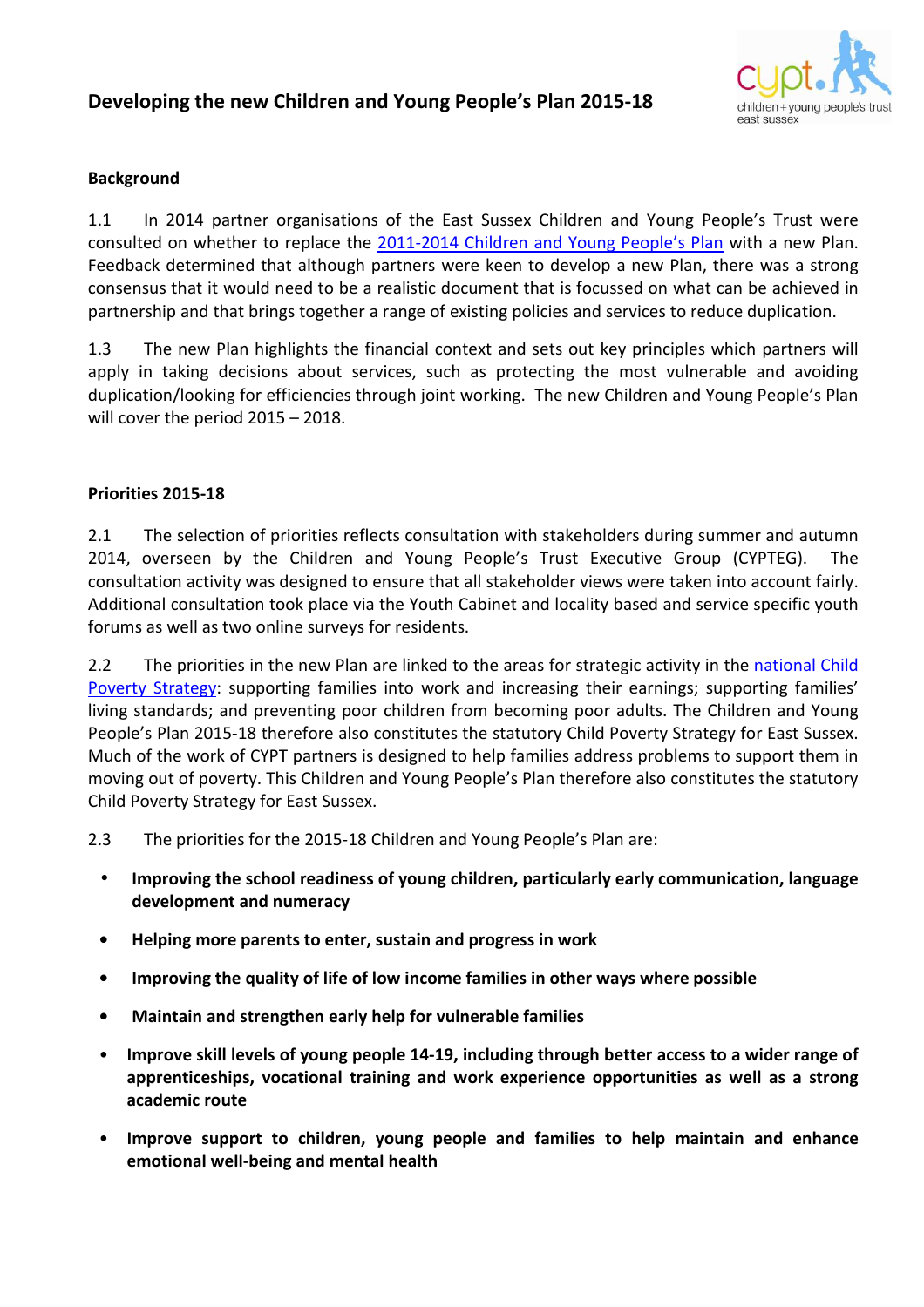# Developing the new Children and Young People's Plan 2015-18

## Background

1.1 In 2014 partner organisations of the East Sussex Children and Young People's Trust were consulted on whether to replace the [2011-2014 Children and Young People's Plan] with a new Plan. Feedback determined that although partners were keen to develop a new Plan, there was a strong consensus that it would need to be a realistic document that is focussed on what can be achieved in partnership and that brings together a range of existing policies and services to reduce duplication.

1.3 The new Plan highlights the financial context and sets out key principles which partners will apply in taking decisions about services, such as protecting the most vulnerable and avoiding duplication/looking for efficiencies through joint working. The new Children and Young People's Plan will cover the period 2015 – 2018.

## Priorities 2015-18

2.1 The selection of priorities reflects consultation with stakeholders during summer and autumn 2014, overseen by the Children and Young People's Trust Executive Group (CYPTEG). The consultation activity was designed to ensure that all stakeholder views were taken into account fairly. Additional consultation took place via the Youth Cabinet and locality based and service specific youth forums as well as two online surveys for residents.

2.2 The priorities in the new Plan are linked to the areas for strategic activity in the [national Child Poverty Strategy]: supporting families into work and increasing their earnings; supporting families' living standards; and preventing poor children from becoming poor adults. The Children and Young People's Plan 2015-18 therefore also constitutes the statutory Child Poverty Strategy for East Sussex. Much of the work of CYPT partners is designed to help families address problems to support them in moving out of poverty. This Children and Young People's Plan therefore also constitutes the statutory Child Poverty Strategy for East Sussex.

2.3 The priorities for the 2015-18 Children and Young People's Plan are:

- **Improving the school readiness of young children, particularly early communication, language development and numeracy**
- **Helping more parents to enter, sustain and progress in work**
- **Improving the quality of life of low income families in other ways where possible**
- **Maintain and strengthen early help for vulnerable families**
- **Improve skill levels of young people 14-19, including through better access to a wider range of apprenticeships, vocational training and work experience opportunities as well as a strong academic route**
- **Improve support to children, young people and families to help maintain and enhance emotional well-being and mental health**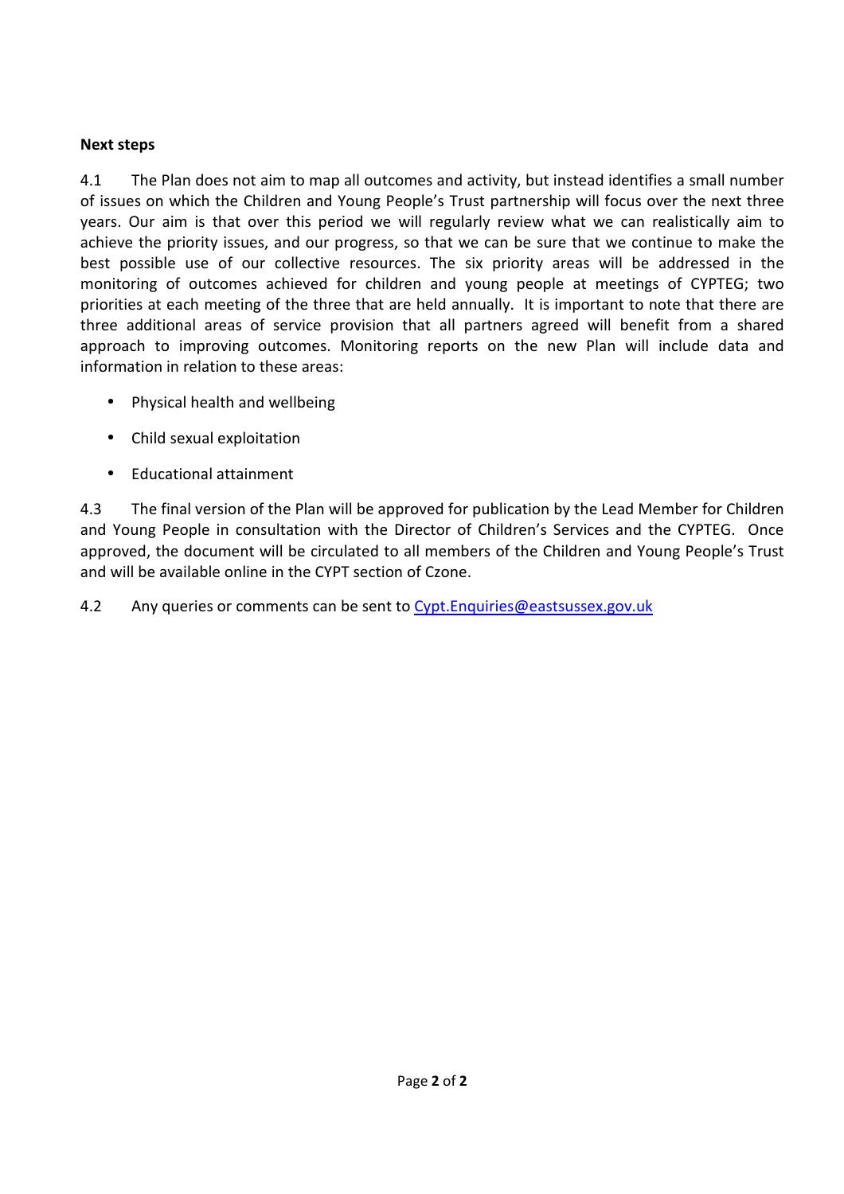**Next steps**

4.1 The Plan does not aim to map all outcomes and activity, but instead identifies a small number of issues on which the Children and Young People's Trust partnership will focus over the next three years. Our aim is that over this period we will regularly review what we can realistically aim to achieve the priority issues, and our progress, so that we can be sure that we continue to make the best possible use of our collective resources. The six priority areas will be addressed in the monitoring of outcomes achieved for children and young people at meetings of CYPTEG; two priorities at each meeting of the three that are held annually. It is important to note that there are three additional areas of service provision that all partners agreed will benefit from a shared approach to improving outcomes. Monitoring reports on the new Plan will include data and information in relation to these areas:

- Physical health and wellbeing
- Child sexual exploitation
- Educational attainment

4.3 The final version of the Plan will be approved for publication by the Lead Member for Children and Young People in consultation with the Director of Children's Services and the CYPTEG. Once approved, the document will be circulated to all members of the Children and Young People's Trust and will be available online in the CYPT section of Czone.

4.2 Any queries or comments can be sent to Cypt.Enquiries@eastsussex.gov.uk